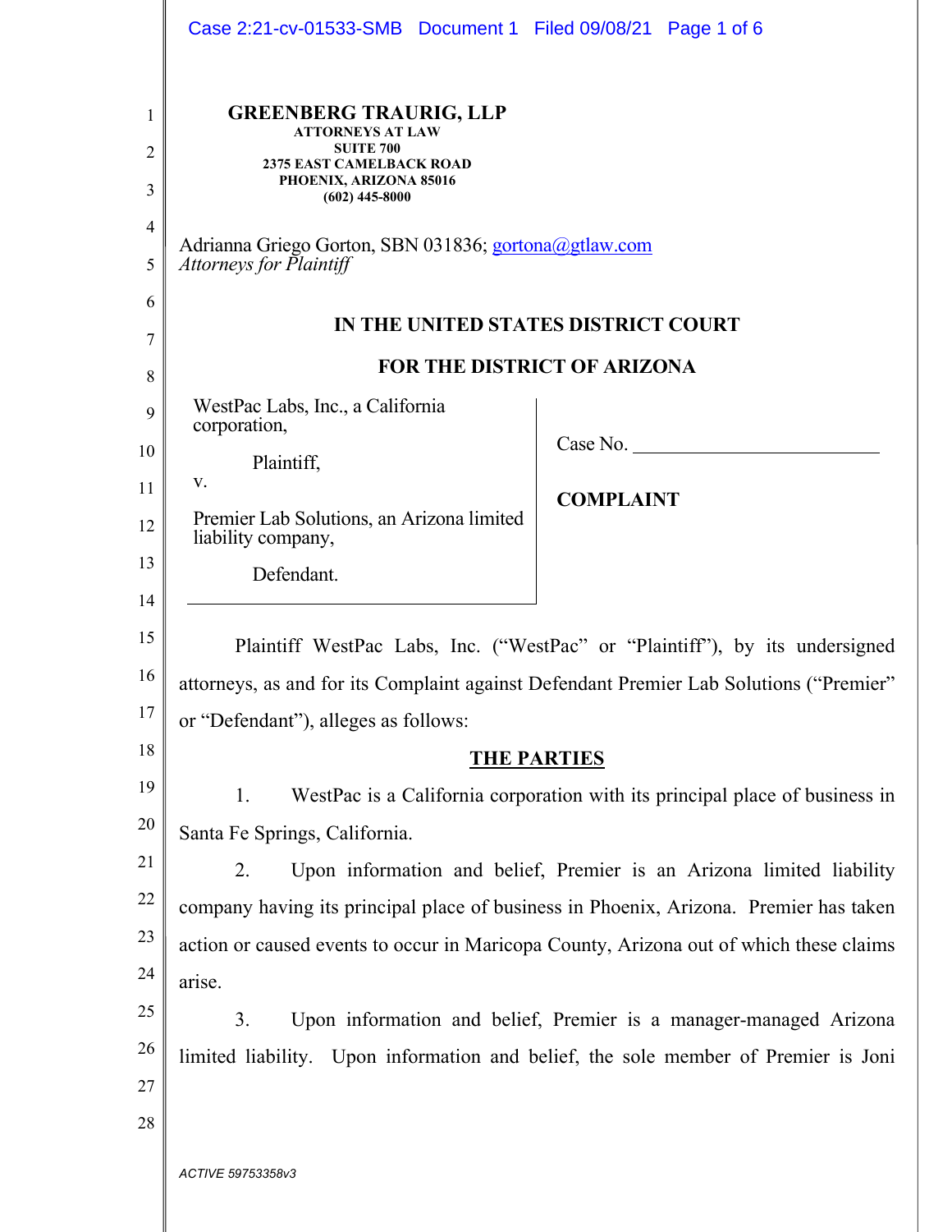**GREENBERG TRAURIG, LLP**
ATTORNEYS AT LAW
SUITE 700
2375 EAST CAMELBACK ROAD
PHOENIX, ARIZONA 85016
(602) 445-8000

Adrianna Griego Gorton, SBN 031836; gortona@gtlaw.com
*Attorneys for Plaintiff*

**IN THE UNITED STATES DISTRICT COURT**

**FOR THE DISTRICT OF ARIZONA**

| | |
|---|---|
| WestPac Labs, Inc., a California corporation,<br><br>Plaintiff,<br><br>v.<br><br>Premier Lab Solutions, an Arizona limited liability company,<br><br>Defendant. | Case No. ____________________<br><br>**COMPLAINT** |

Plaintiff WestPac Labs, Inc. ("WestPac" or "Plaintiff"), by its undersigned attorneys, as and for its Complaint against Defendant Premier Lab Solutions ("Premier" or "Defendant"), alleges as follows:

## THE PARTIES

1. WestPac is a California corporation with its principal place of business in Santa Fe Springs, California.

2. Upon information and belief, Premier is an Arizona limited liability company having its principal place of business in Phoenix, Arizona. Premier has taken action or caused events to occur in Maricopa County, Arizona out of which these claims arise.

3. Upon information and belief, Premier is a manager-managed Arizona limited liability. Upon information and belief, the sole member of Premier is Joni

ACTIVE 59753358v3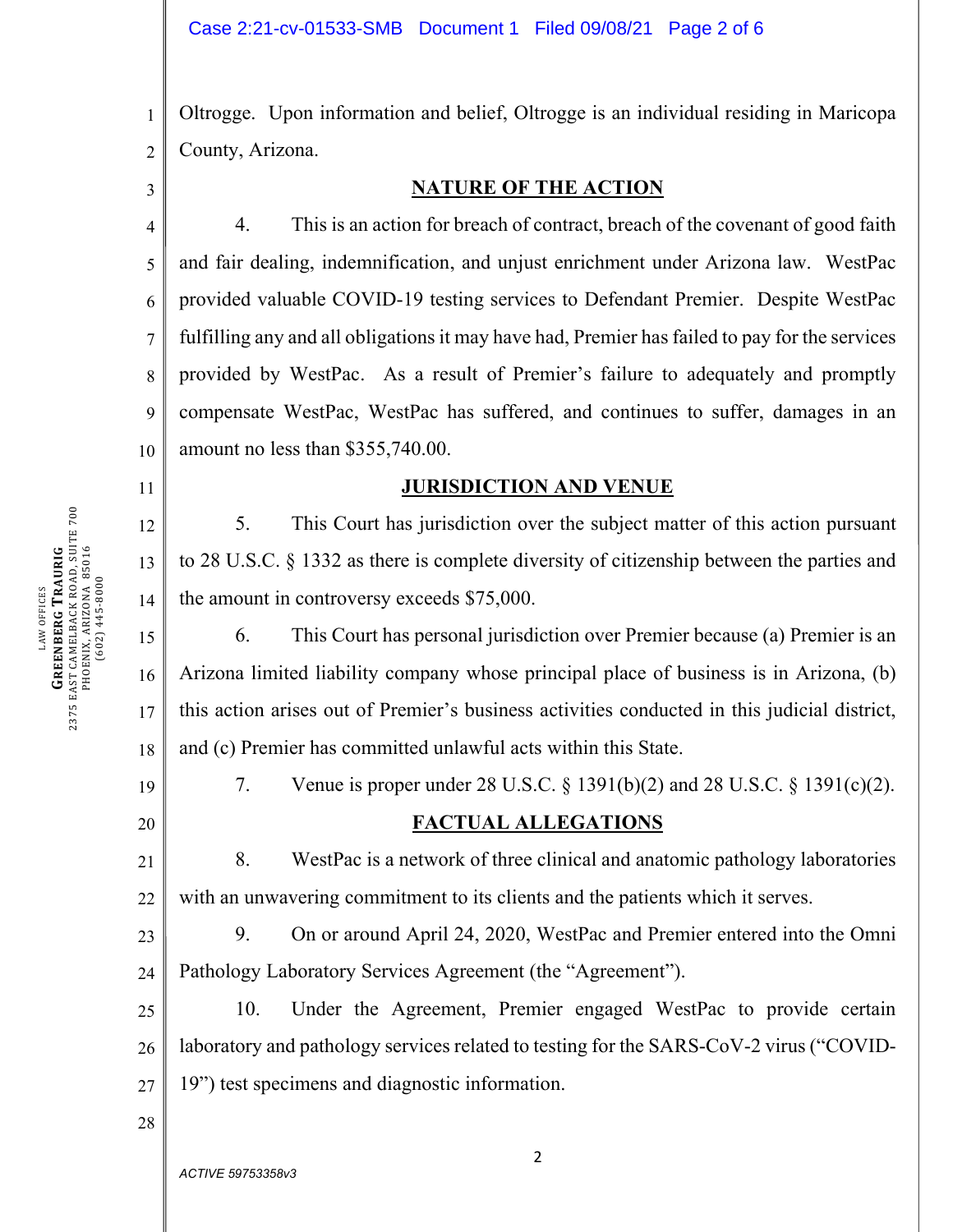Oltrogge. Upon information and belief, Oltrogge is an individual residing in Maricopa County, Arizona.

## NATURE OF THE ACTION

4. This is an action for breach of contract, breach of the covenant of good faith and fair dealing, indemnification, and unjust enrichment under Arizona law. WestPac provided valuable COVID-19 testing services to Defendant Premier. Despite WestPac fulfilling any and all obligations it may have had, Premier has failed to pay for the services provided by WestPac. As a result of Premier's failure to adequately and promptly compensate WestPac, WestPac has suffered, and continues to suffer, damages in an amount no less than $355,740.00.

## JURISDICTION AND VENUE

5. This Court has jurisdiction over the subject matter of this action pursuant to 28 U.S.C. § 1332 as there is complete diversity of citizenship between the parties and the amount in controversy exceeds $75,000.

6. This Court has personal jurisdiction over Premier because (a) Premier is an Arizona limited liability company whose principal place of business is in Arizona, (b) this action arises out of Premier's business activities conducted in this judicial district, and (c) Premier has committed unlawful acts within this State.

7. Venue is proper under 28 U.S.C. § 1391(b)(2) and 28 U.S.C. § 1391(c)(2).

## FACTUAL ALLEGATIONS

8. WestPac is a network of three clinical and anatomic pathology laboratories with an unwavering commitment to its clients and the patients which it serves.

9. On or around April 24, 2020, WestPac and Premier entered into the Omni Pathology Laboratory Services Agreement (the "Agreement").

10. Under the Agreement, Premier engaged WestPac to provide certain laboratory and pathology services related to testing for the SARS-CoV-2 virus ("COVID-19") test specimens and diagnostic information.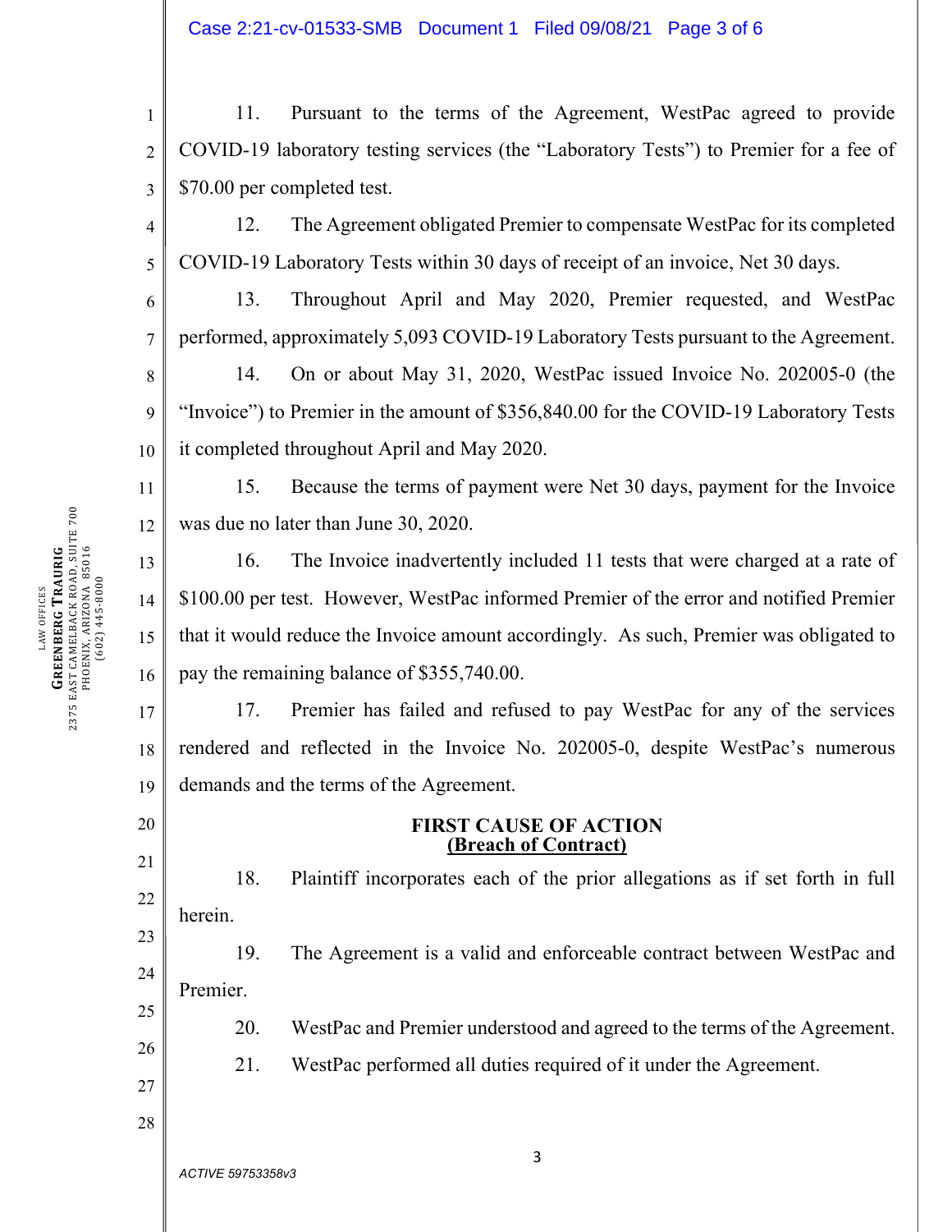11. Pursuant to the terms of the Agreement, WestPac agreed to provide COVID-19 laboratory testing services (the "Laboratory Tests") to Premier for a fee of $70.00 per completed test.

12. The Agreement obligated Premier to compensate WestPac for its completed COVID-19 Laboratory Tests within 30 days of receipt of an invoice, Net 30 days.

13. Throughout April and May 2020, Premier requested, and WestPac performed, approximately 5,093 COVID-19 Laboratory Tests pursuant to the Agreement.

14. On or about May 31, 2020, WestPac issued Invoice No. 202005-0 (the "Invoice") to Premier in the amount of $356,840.00 for the COVID-19 Laboratory Tests it completed throughout April and May 2020.

15. Because the terms of payment were Net 30 days, payment for the Invoice was due no later than June 30, 2020.

16. The Invoice inadvertently included 11 tests that were charged at a rate of $100.00 per test. However, WestPac informed Premier of the error and notified Premier that it would reduce the Invoice amount accordingly. As such, Premier was obligated to pay the remaining balance of $355,740.00.

17. Premier has failed and refused to pay WestPac for any of the services rendered and reflected in the Invoice No. 202005-0, despite WestPac's numerous demands and the terms of the Agreement.

**FIRST CAUSE OF ACTION**
**(Breach of Contract)**

18. Plaintiff incorporates each of the prior allegations as if set forth in full herein.

19. The Agreement is a valid and enforceable contract between WestPac and Premier.

20. WestPac and Premier understood and agreed to the terms of the Agreement.

21. WestPac performed all duties required of it under the Agreement.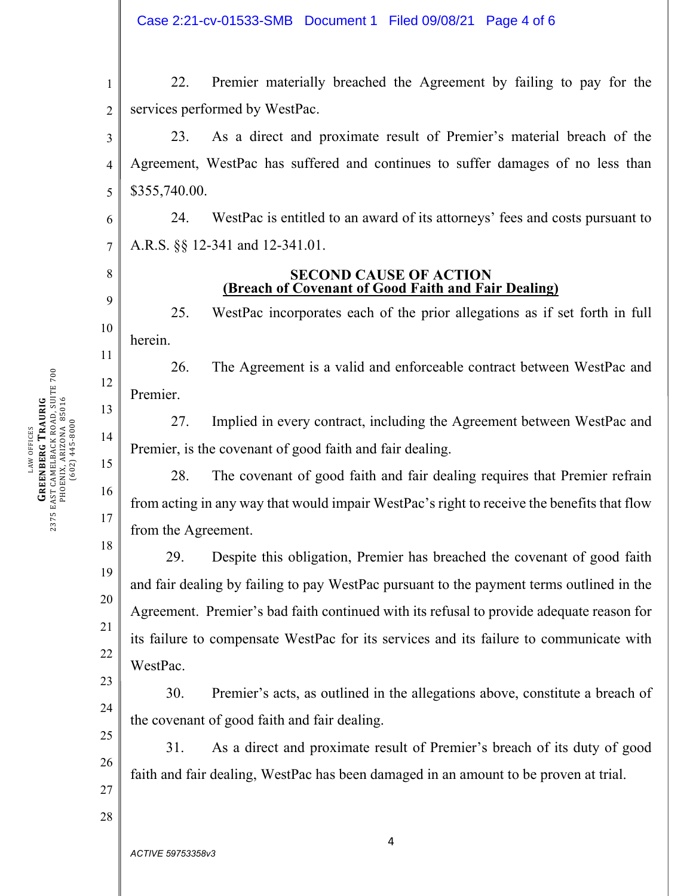22. Premier materially breached the Agreement by failing to pay for the services performed by WestPac.

23. As a direct and proximate result of Premier's material breach of the Agreement, WestPac has suffered and continues to suffer damages of no less than $355,740.00.

24. WestPac is entitled to an award of its attorneys' fees and costs pursuant to A.R.S. §§ 12-341 and 12-341.01.

**SECOND CAUSE OF ACTION**
**(Breach of Covenant of Good Faith and Fair Dealing)**

25. WestPac incorporates each of the prior allegations as if set forth in full herein.

26. The Agreement is a valid and enforceable contract between WestPac and Premier.

27. Implied in every contract, including the Agreement between WestPac and Premier, is the covenant of good faith and fair dealing.

28. The covenant of good faith and fair dealing requires that Premier refrain from acting in any way that would impair WestPac's right to receive the benefits that flow from the Agreement.

29. Despite this obligation, Premier has breached the covenant of good faith and fair dealing by failing to pay WestPac pursuant to the payment terms outlined in the Agreement. Premier's bad faith continued with its refusal to provide adequate reason for its failure to compensate WestPac for its services and its failure to communicate with WestPac.

30. Premier's acts, as outlined in the allegations above, constitute a breach of the covenant of good faith and fair dealing.

31. As a direct and proximate result of Premier's breach of its duty of good faith and fair dealing, WestPac has been damaged in an amount to be proven at trial.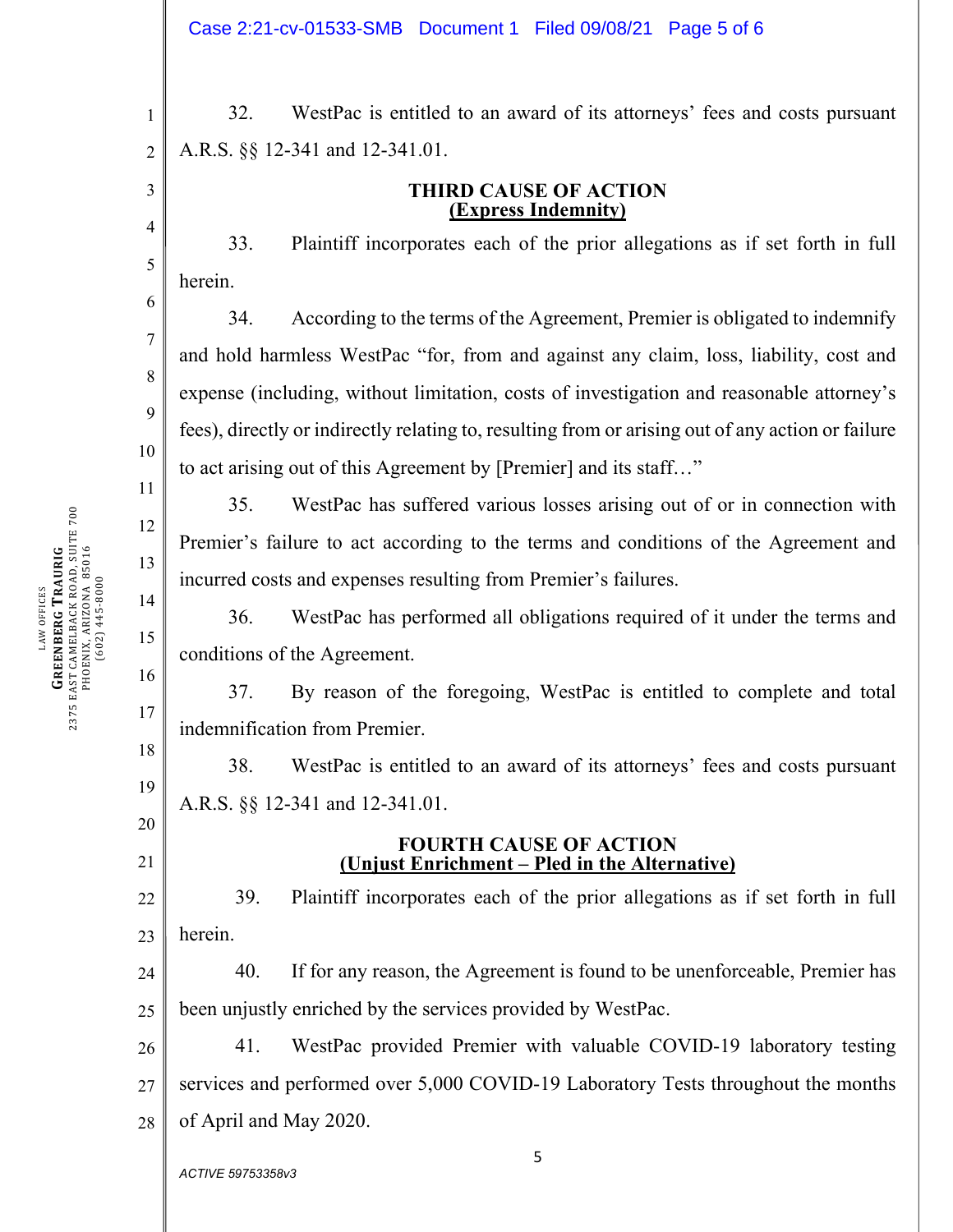32. WestPac is entitled to an award of its attorneys' fees and costs pursuant A.R.S. §§ 12-341 and 12-341.01.

**THIRD CAUSE OF ACTION**
**(Express Indemnity)**

33. Plaintiff incorporates each of the prior allegations as if set forth in full herein.

34. According to the terms of the Agreement, Premier is obligated to indemnify and hold harmless WestPac "for, from and against any claim, loss, liability, cost and expense (including, without limitation, costs of investigation and reasonable attorney's fees), directly or indirectly relating to, resulting from or arising out of any action or failure to act arising out of this Agreement by [Premier] and its staff…"

35. WestPac has suffered various losses arising out of or in connection with Premier's failure to act according to the terms and conditions of the Agreement and incurred costs and expenses resulting from Premier's failures.

36. WestPac has performed all obligations required of it under the terms and conditions of the Agreement.

37. By reason of the foregoing, WestPac is entitled to complete and total indemnification from Premier.

38. WestPac is entitled to an award of its attorneys' fees and costs pursuant A.R.S. §§ 12-341 and 12-341.01.

**FOURTH CAUSE OF ACTION**
**(Unjust Enrichment – Pled in the Alternative)**

39. Plaintiff incorporates each of the prior allegations as if set forth in full herein.

40. If for any reason, the Agreement is found to be unenforceable, Premier has been unjustly enriched by the services provided by WestPac.

41. WestPac provided Premier with valuable COVID-19 laboratory testing services and performed over 5,000 COVID-19 Laboratory Tests throughout the months of April and May 2020.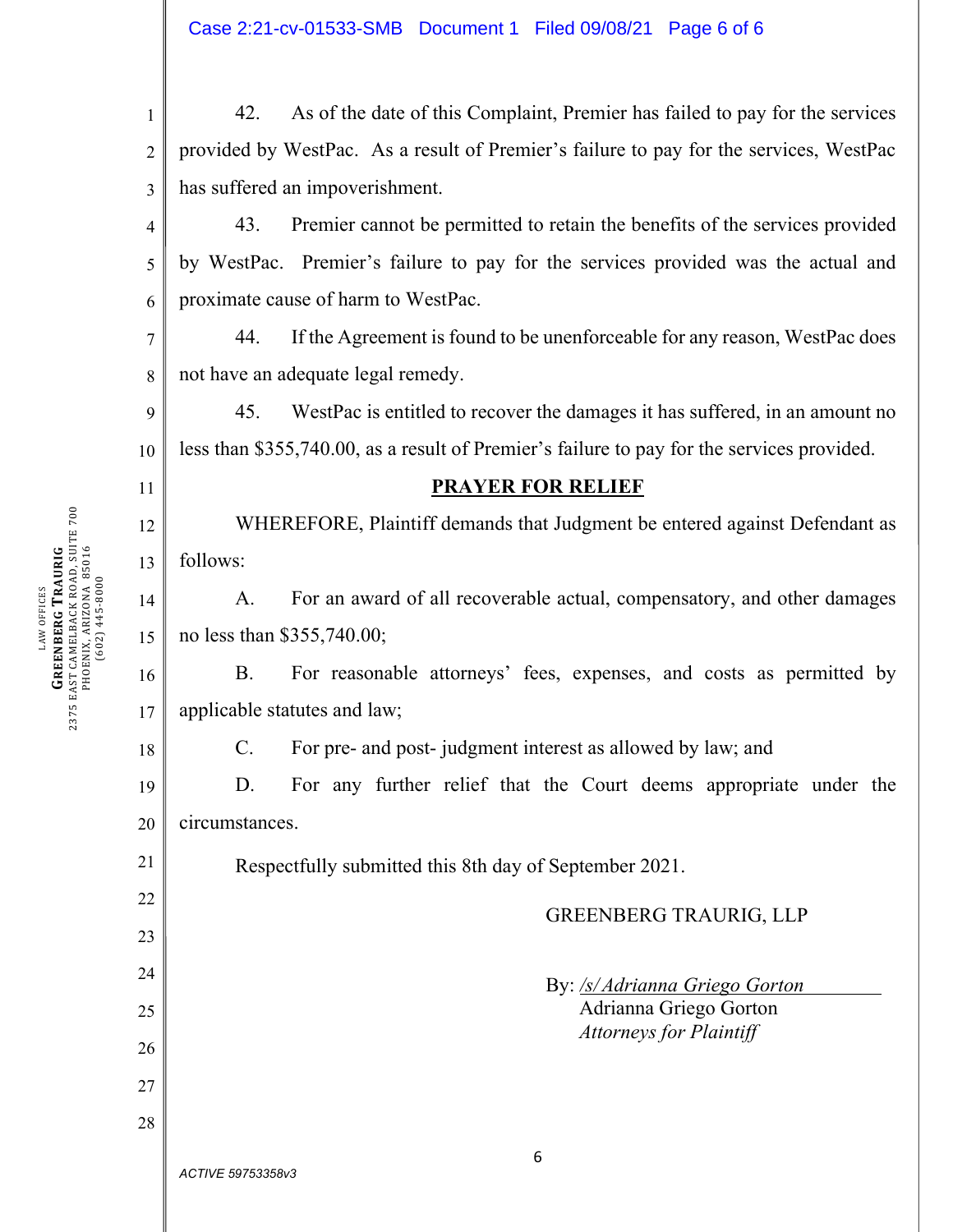42. As of the date of this Complaint, Premier has failed to pay for the services provided by WestPac. As a result of Premier's failure to pay for the services, WestPac has suffered an impoverishment.

43. Premier cannot be permitted to retain the benefits of the services provided by WestPac. Premier's failure to pay for the services provided was the actual and proximate cause of harm to WestPac.

44. If the Agreement is found to be unenforceable for any reason, WestPac does not have an adequate legal remedy.

45. WestPac is entitled to recover the damages it has suffered, in an amount no less than $355,740.00, as a result of Premier's failure to pay for the services provided.

## PRAYER FOR RELIEF

WHEREFORE, Plaintiff demands that Judgment be entered against Defendant as follows:

A. For an award of all recoverable actual, compensatory, and other damages no less than $355,740.00;

B. For reasonable attorneys' fees, expenses, and costs as permitted by applicable statutes and law;

C. For pre- and post- judgment interest as allowed by law; and

D. For any further relief that the Court deems appropriate under the circumstances.

Respectfully submitted this 8th day of September 2021.

GREENBERG TRAURIG, LLP

By: */s/ Adrianna Griego Gorton*
Adrianna Griego Gorton
*Attorneys for Plaintiff*

ACTIVE 59753358v3